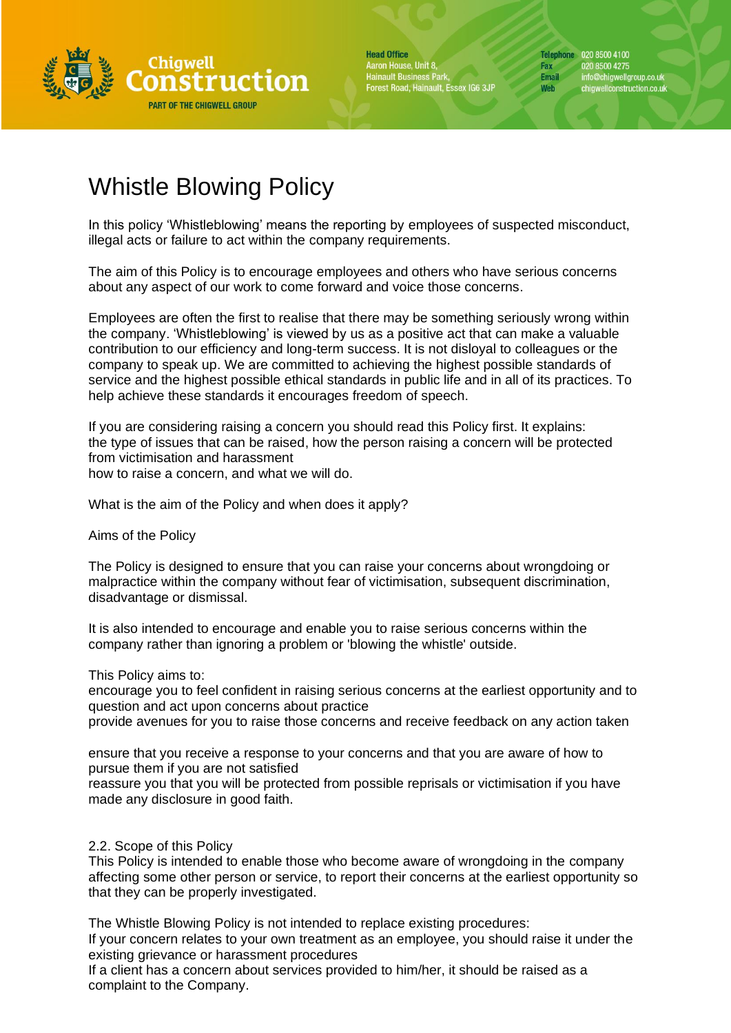# Whistle Blowing Policy

In this policy 'Whistleblowing' means the reporting by employees of suspected misconduct, illegal acts or failure to act within the company requirements.

The aim of this Policy is to encourage employees and others who have serious concerns about any aspect of our work to come forward and voice those concerns.

Employees are often the first to realise that there may be something seriously wrong within the company. 'Whistleblowing' is viewed by us as a positive act that can make a valuable contribution to our efficiency and long-term success. It is not disloyal to colleagues or the company to speak up. We are committed to achieving the highest possible standards of service and the highest possible ethical standards in public life and in all of its practices. To help achieve these standards it encourages freedom of speech.

If you are considering raising a concern you should read this Policy first. It explains:
the type of issues that can be raised, how the person raising a concern will be protected from victimisation and harassment
how to raise a concern, and what we will do.

What is the aim of the Policy and when does it apply?

Aims of the Policy

The Policy is designed to ensure that you can raise your concerns about wrongdoing or malpractice within the company without fear of victimisation, subsequent discrimination, disadvantage or dismissal.

It is also intended to encourage and enable you to raise serious concerns within the company rather than ignoring a problem or 'blowing the whistle' outside.

This Policy aims to:
encourage you to feel confident in raising serious concerns at the earliest opportunity and to question and act upon concerns about practice
provide avenues for you to raise those concerns and receive feedback on any action taken

ensure that you receive a response to your concerns and that you are aware of how to pursue them if you are not satisfied
reassure you that you will be protected from possible reprisals or victimisation if you have made any disclosure in good faith.

2.2. Scope of this Policy
This Policy is intended to enable those who become aware of wrongdoing in the company affecting some other person or service, to report their concerns at the earliest opportunity so that they can be properly investigated.

The Whistle Blowing Policy is not intended to replace existing procedures:
If your concern relates to your own treatment as an employee, you should raise it under the existing grievance or harassment procedures
If a client has a concern about services provided to him/her, it should be raised as a complaint to the Company.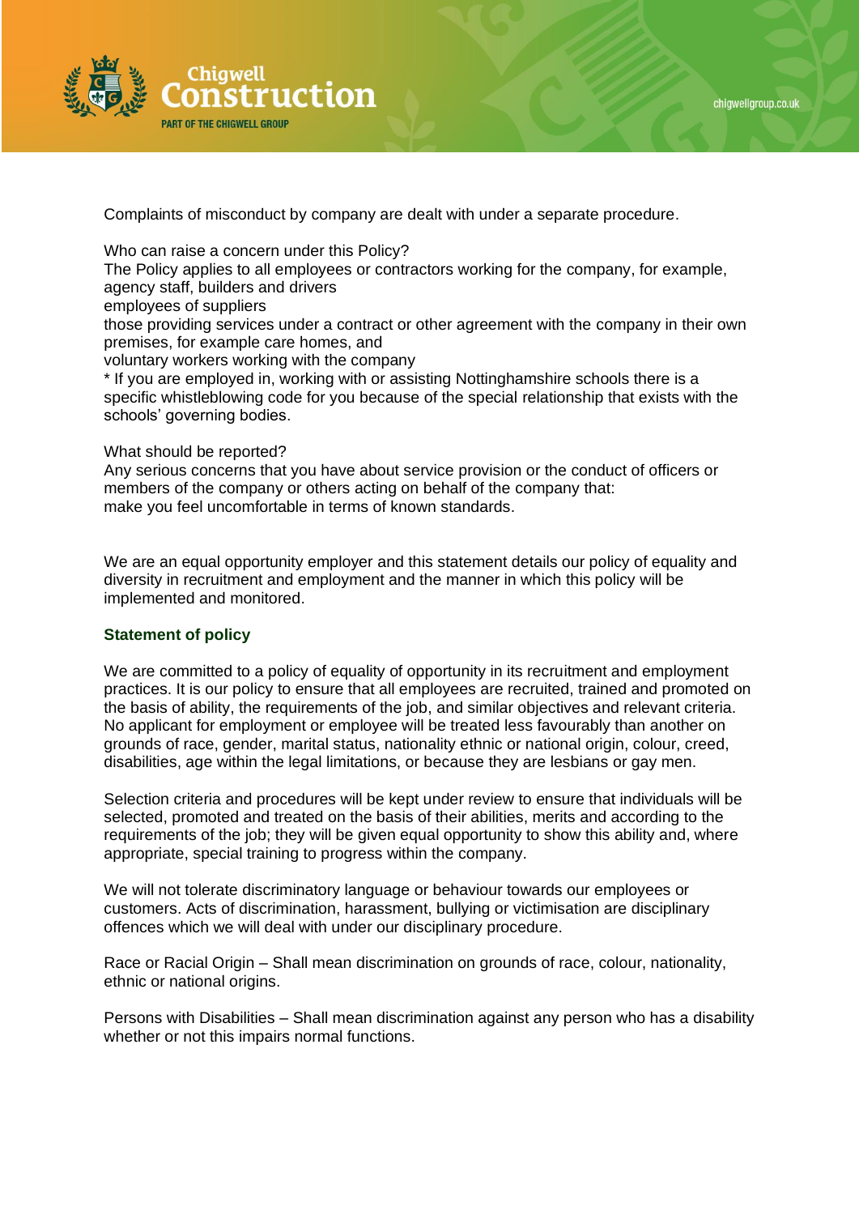Complaints of misconduct by company are dealt with under a separate procedure.

Who can raise a concern under this Policy?
The Policy applies to all employees or contractors working for the company, for example, agency staff, builders and drivers
employees of suppliers
those providing services under a contract or other agreement with the company in their own premises, for example care homes, and
voluntary workers working with the company
* If you are employed in, working with or assisting Nottinghamshire schools there is a specific whistleblowing code for you because of the special relationship that exists with the schools' governing bodies.

What should be reported?
Any serious concerns that you have about service provision or the conduct of officers or members of the company or others acting on behalf of the company that:
make you feel uncomfortable in terms of known standards.

We are an equal opportunity employer and this statement details our policy of equality and diversity in recruitment and employment and the manner in which this policy will be implemented and monitored.

## Statement of policy

We are committed to a policy of equality of opportunity in its recruitment and employment practices. It is our policy to ensure that all employees are recruited, trained and promoted on the basis of ability, the requirements of the job, and similar objectives and relevant criteria. No applicant for employment or employee will be treated less favourably than another on grounds of race, gender, marital status, nationality ethnic or national origin, colour, creed, disabilities, age within the legal limitations, or because they are lesbians or gay men.

Selection criteria and procedures will be kept under review to ensure that individuals will be selected, promoted and treated on the basis of their abilities, merits and according to the requirements of the job; they will be given equal opportunity to show this ability and, where appropriate, special training to progress within the company.

We will not tolerate discriminatory language or behaviour towards our employees or customers. Acts of discrimination, harassment, bullying or victimisation are disciplinary offences which we will deal with under our disciplinary procedure.

Race or Racial Origin – Shall mean discrimination on grounds of race, colour, nationality, ethnic or national origins.

Persons with Disabilities – Shall mean discrimination against any person who has a disability whether or not this impairs normal functions.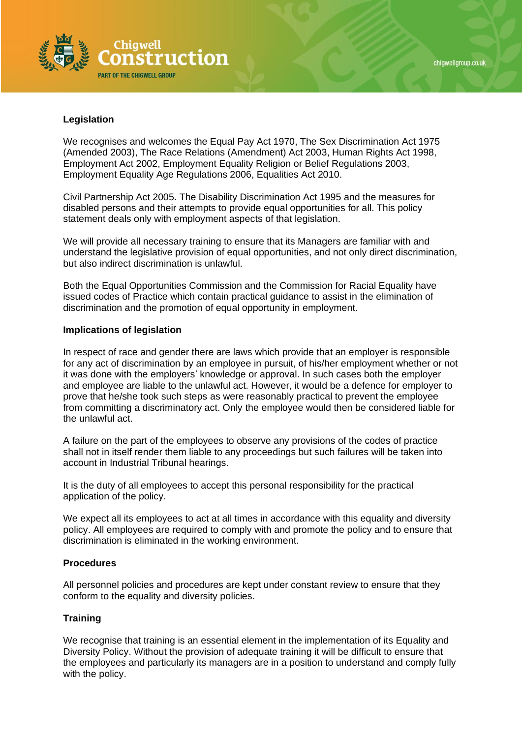**Legislation**

We recognises and welcomes the Equal Pay Act 1970, The Sex Discrimination Act 1975 (Amended 2003), The Race Relations (Amendment) Act 2003, Human Rights Act 1998, Employment Act 2002, Employment Equality Religion or Belief Regulations 2003, Employment Equality Age Regulations 2006, Equalities Act 2010.

Civil Partnership Act 2005. The Disability Discrimination Act 1995 and the measures for disabled persons and their attempts to provide equal opportunities for all. This policy statement deals only with employment aspects of that legislation.

We will provide all necessary training to ensure that its Managers are familiar with and understand the legislative provision of equal opportunities, and not only direct discrimination, but also indirect discrimination is unlawful.

Both the Equal Opportunities Commission and the Commission for Racial Equality have issued codes of Practice which contain practical guidance to assist in the elimination of discrimination and the promotion of equal opportunity in employment.

**Implications of legislation**

In respect of race and gender there are laws which provide that an employer is responsible for any act of discrimination by an employee in pursuit, of his/her employment whether or not it was done with the employers' knowledge or approval. In such cases both the employer and employee are liable to the unlawful act. However, it would be a defence for employer to prove that he/she took such steps as were reasonably practical to prevent the employee from committing a discriminatory act. Only the employee would then be considered liable for the unlawful act.

A failure on the part of the employees to observe any provisions of the codes of practice shall not in itself render them liable to any proceedings but such failures will be taken into account in Industrial Tribunal hearings.

It is the duty of all employees to accept this personal responsibility for the practical application of the policy.

We expect all its employees to act at all times in accordance with this equality and diversity policy. All employees are required to comply with and promote the policy and to ensure that discrimination is eliminated in the working environment.

**Procedures**

All personnel policies and procedures are kept under constant review to ensure that they conform to the equality and diversity policies.

**Training**

We recognise that training is an essential element in the implementation of its Equality and Diversity Policy. Without the provision of adequate training it will be difficult to ensure that the employees and particularly its managers are in a position to understand and comply fully with the policy.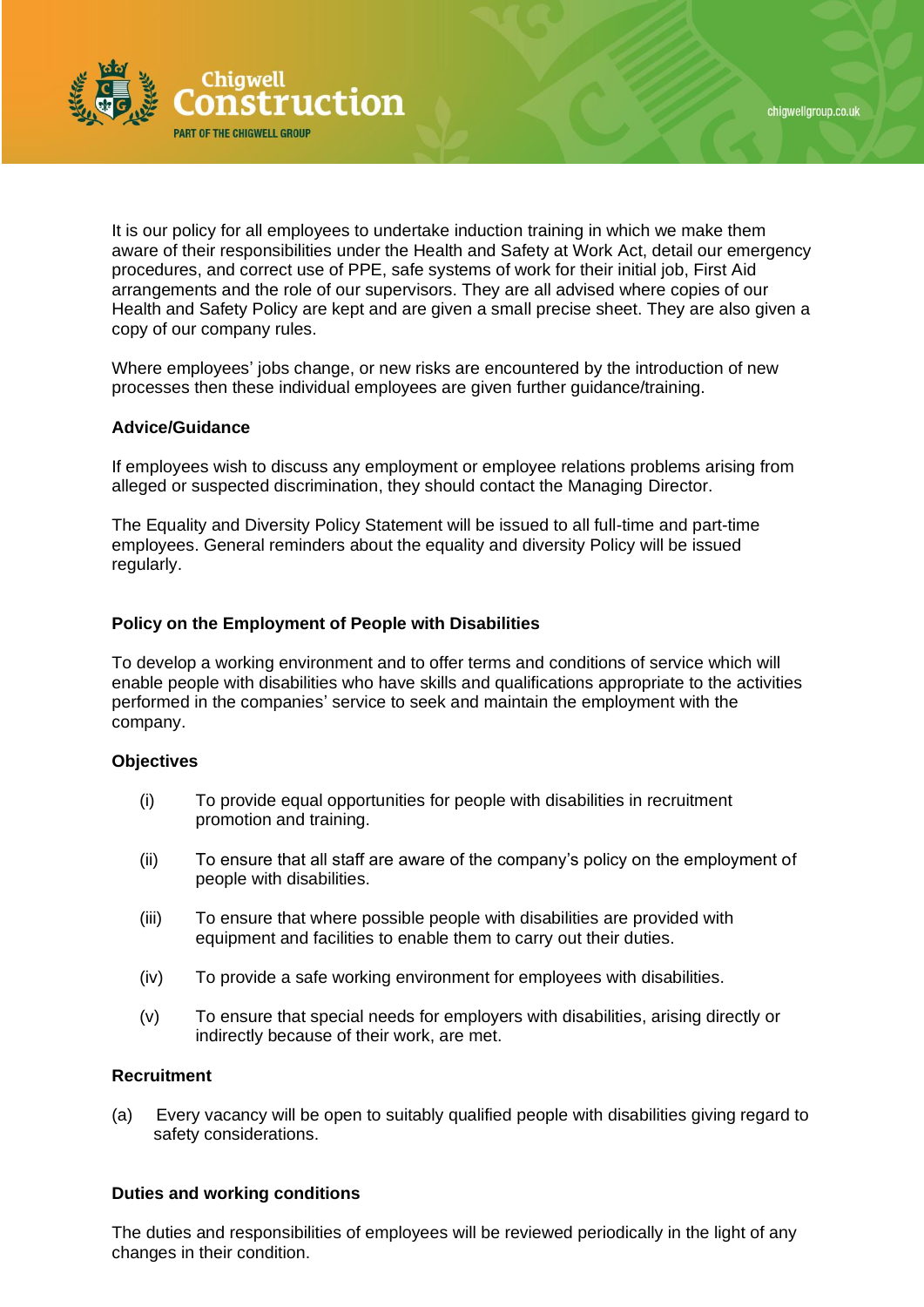It is our policy for all employees to undertake induction training in which we make them aware of their responsibilities under the Health and Safety at Work Act, detail our emergency procedures, and correct use of PPE, safe systems of work for their initial job, First Aid arrangements and the role of our supervisors. They are all advised where copies of our Health and Safety Policy are kept and are given a small precise sheet. They are also given a copy of our company rules.

Where employees' jobs change, or new risks are encountered by the introduction of new processes then these individual employees are given further guidance/training.

**Advice/Guidance**

If employees wish to discuss any employment or employee relations problems arising from alleged or suspected discrimination, they should contact the Managing Director.

The Equality and Diversity Policy Statement will be issued to all full-time and part-time employees. General reminders about the equality and diversity Policy will be issued regularly.

**Policy on the Employment of People with Disabilities**

To develop a working environment and to offer terms and conditions of service which will enable people with disabilities who have skills and qualifications appropriate to the activities performed in the companies' service to seek and maintain the employment with the company.

**Objectives**

(i) To provide equal opportunities for people with disabilities in recruitment promotion and training.

(ii) To ensure that all staff are aware of the company's policy on the employment of people with disabilities.

(iii) To ensure that where possible people with disabilities are provided with equipment and facilities to enable them to carry out their duties.

(iv) To provide a safe working environment for employees with disabilities.

(v) To ensure that special needs for employers with disabilities, arising directly or indirectly because of their work, are met.

**Recruitment**

(a) Every vacancy will be open to suitably qualified people with disabilities giving regard to safety considerations.

**Duties and working conditions**

The duties and responsibilities of employees will be reviewed periodically in the light of any changes in their condition.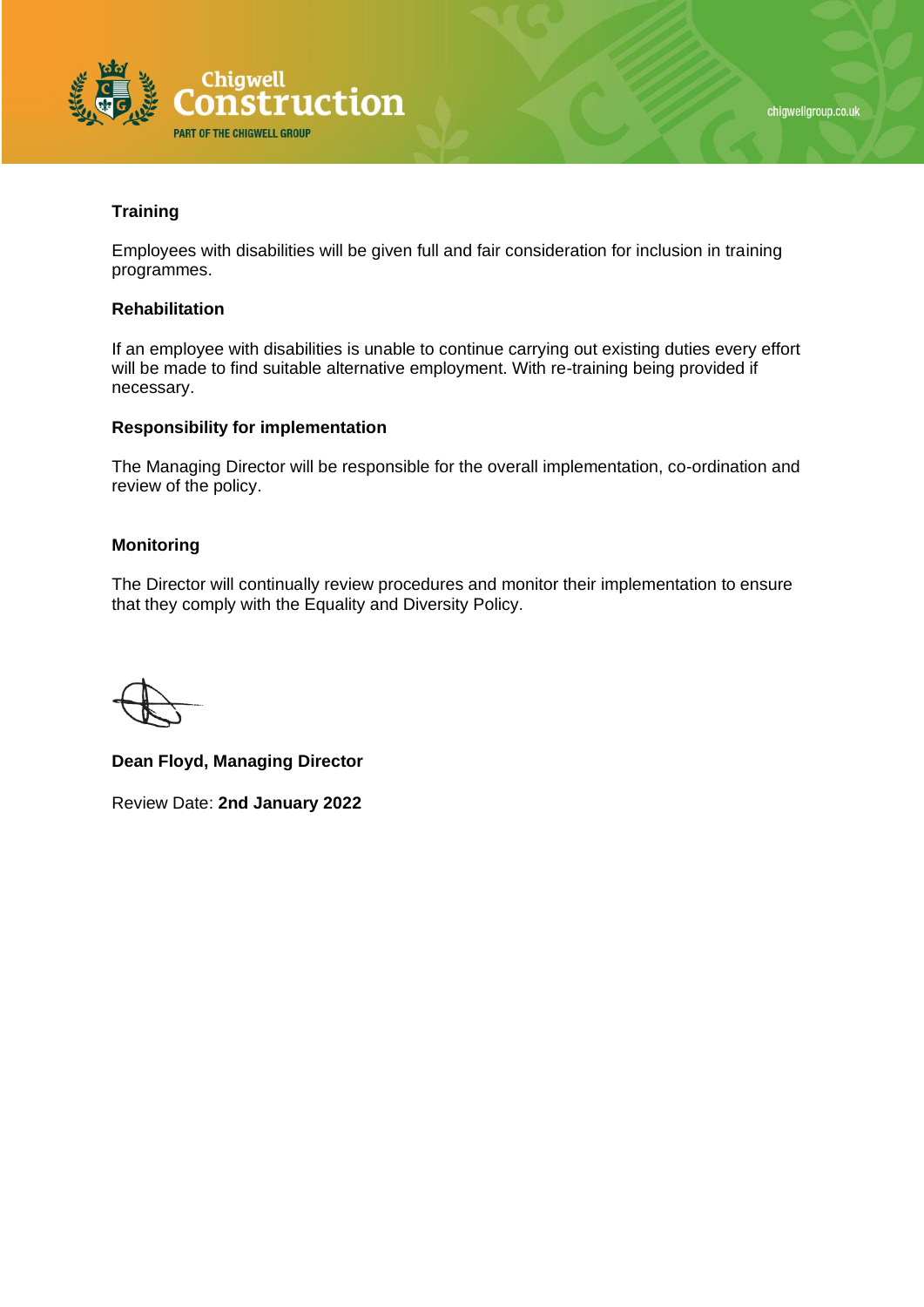### Training

Employees with disabilities will be given full and fair consideration for inclusion in training programmes.

### Rehabilitation

If an employee with disabilities is unable to continue carrying out existing duties every effort will be made to find suitable alternative employment. With re-training being provided if necessary.

### Responsibility for implementation

The Managing Director will be responsible for the overall implementation, co-ordination and review of the policy.

### Monitoring

The Director will continually review procedures and monitor their implementation to ensure that they comply with the Equality and Diversity Policy.

**Dean Floyd, Managing Director**

Review Date: **2nd January 2022**